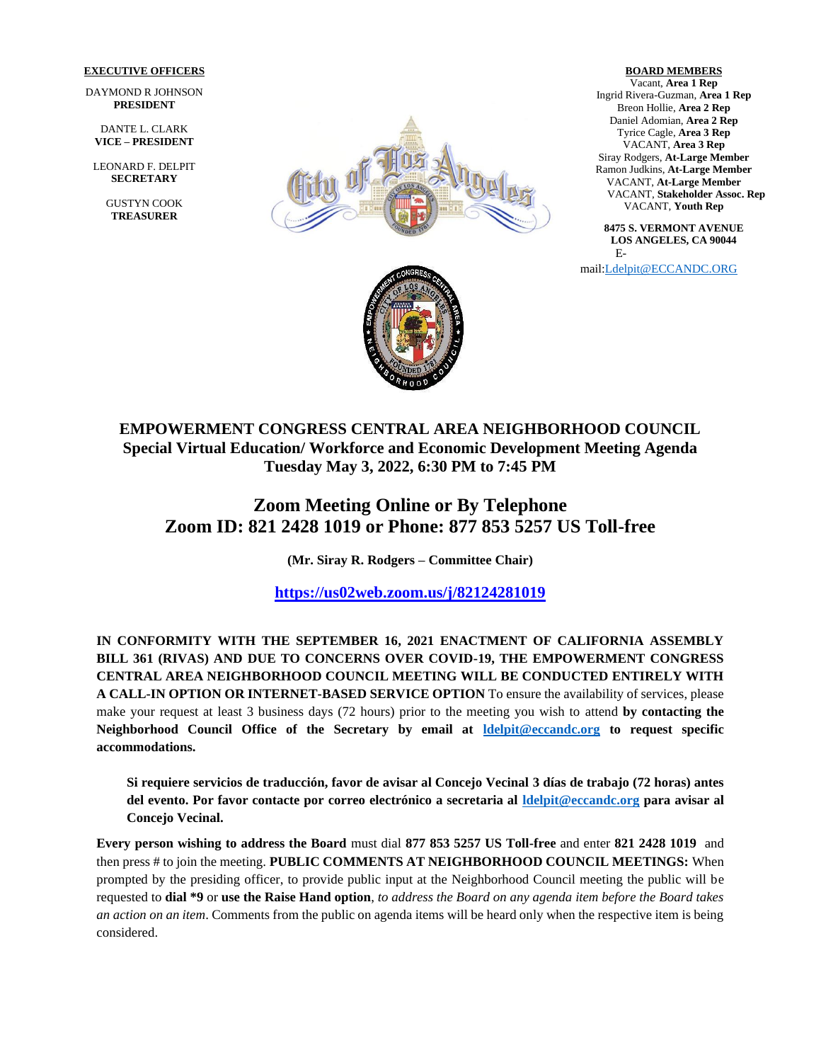**EXECUTIVE OFFICERS**

DAYMOND R JOHNSON
**PRESIDENT**

DANTE L. CLARK
**VICE – PRESIDENT**

LEONARD F. DELPIT
**SECRETARY**

GUSTYN COOK
**TREASURER**

**BOARD MEMBERS**

Vacant, **Area 1 Rep**
Ingrid Rivera-Guzman, **Area 1 Rep**
Breon Hollie, **Area 2 Rep**
Daniel Adomian, **Area 2 Rep**
Tyrice Cagle, **Area 3 Rep**
VACANT, **Area 3 Rep**
Siray Rodgers, **At-Large Member**
Ramon Judkins, **At-Large Member**
VACANT, **At-Large Member**
VACANT, **Stakeholder Assoc. Rep**
VACANT, **Youth Rep**

**8475 S. VERMONT AVENUE**
**LOS ANGELES, CA 90044**
E-mail:Ldelpit@ECCANDC.ORG

# EMPOWERMENT CONGRESS CENTRAL AREA NEIGHBORHOOD COUNCIL

## Special Virtual Education/ Workforce and Economic Development Meeting Agenda

## Tuesday May 3, 2022, 6:30 PM to 7:45 PM

# Zoom Meeting Online or By Telephone

# Zoom ID: 821 2428 1019 or Phone: 877 853 5257 US Toll-free

**(Mr. Siray R. Rodgers – Committee Chair)**

**https://us02web.zoom.us/j/82124281019**

**IN CONFORMITY WITH THE SEPTEMBER 16, 2021 ENACTMENT OF CALIFORNIA ASSEMBLY BILL 361 (RIVAS) AND DUE TO CONCERNS OVER COVID-19, THE EMPOWERMENT CONGRESS CENTRAL AREA NEIGHBORHOOD COUNCIL MEETING WILL BE CONDUCTED ENTIRELY WITH A CALL-IN OPTION OR INTERNET-BASED SERVICE OPTION** To ensure the availability of services, please make your request at least 3 business days (72 hours) prior to the meeting you wish to attend **by contacting the Neighborhood Council Office of the Secretary by email at ldelpit@eccandc.org to request specific accommodations.**

**Si requiere servicios de traducción, favor de avisar al Concejo Vecinal 3 días de trabajo (72 horas) antes del evento. Por favor contacte por correo electrónico a secretaria al ldelpit@eccandc.org para avisar al Concejo Vecinal.**

**Every person wishing to address the Board** must dial **877 853 5257 US Toll-free** and enter **821 2428 1019** and then press # to join the meeting. **PUBLIC COMMENTS AT NEIGHBORHOOD COUNCIL MEETINGS:** When prompted by the presiding officer, to provide public input at the Neighborhood Council meeting the public will be requested to **dial *9** or **use the Raise Hand option**, *to address the Board on any agenda item before the Board takes an action on an item*. Comments from the public on agenda items will be heard only when the respective item is being considered.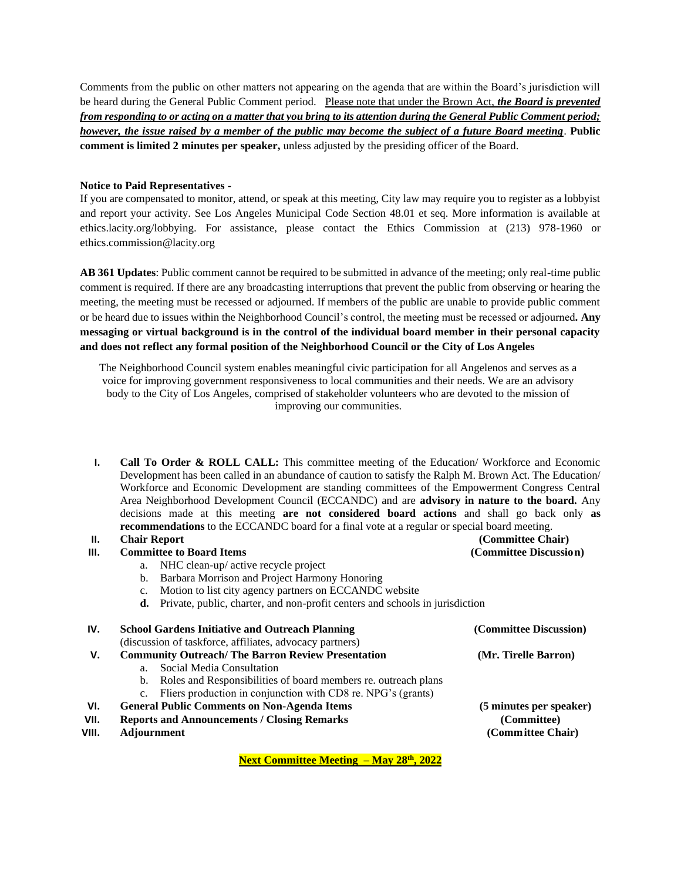Comments from the public on other matters not appearing on the agenda that are within the Board's jurisdiction will be heard during the General Public Comment period. Please note that under the Brown Act, ***the Board is prevented from responding to or acting on a matter that you bring to its attention during the General Public Comment period; however, the issue raised by a member of the public may become the subject of a future Board meeting***. **Public comment is limited 2 minutes per speaker,** unless adjusted by the presiding officer of the Board.

**Notice to Paid Representatives -**
If you are compensated to monitor, attend, or speak at this meeting, City law may require you to register as a lobbyist and report your activity. See Los Angeles Municipal Code Section 48.01 et seq. More information is available at ethics.lacity.org/lobbying. For assistance, please contact the Ethics Commission at (213) 978-1960 or ethics.commission@lacity.org

**AB 361 Updates**: Public comment cannot be required to be submitted in advance of the meeting; only real-time public comment is required. If there are any broadcasting interruptions that prevent the public from observing or hearing the meeting, the meeting must be recessed or adjourned. If members of the public are unable to provide public comment or be heard due to issues within the Neighborhood Council's control, the meeting must be recessed or adjourned**. Any messaging or virtual background is in the control of the individual board member in their personal capacity and does not reflect any formal position of the Neighborhood Council or the City of Los Angeles**

The Neighborhood Council system enables meaningful civic participation for all Angelenos and serves as a voice for improving government responsiveness to local communities and their needs. We are an advisory body to the City of Los Angeles, comprised of stakeholder volunteers who are devoted to the mission of improving our communities.

I. **Call To Order & ROLL CALL:** This committee meeting of the Education/ Workforce and Economic Development has been called in an abundance of caution to satisfy the Ralph M. Brown Act. The Education/ Workforce and Economic Development are standing committees of the Empowerment Congress Central Area Neighborhood Development Council (ECCANDC) and are **advisory in nature to the board.** Any decisions made at this meeting **are not considered board actions** and shall go back only **as recommendations** to the ECCANDC board for a final vote at a regular or special board meeting.

II. **Chair Report** **(Committee Chair)**

III. **Committee to Board Items** **(Committee Discussion)**
   a. NHC clean-up/ active recycle project
   b. Barbara Morrison and Project Harmony Honoring
   c. Motion to list city agency partners on ECCANDC website
   **d.** Private, public, charter, and non-profit centers and schools in jurisdiction

IV. **School Gardens Initiative and Outreach Planning** **(Committee Discussion)**
(discussion of taskforce, affiliates, advocacy partners)

V. **Community Outreach/ The Barron Review Presentation** **(Mr. Tirelle Barron)**
   a. Social Media Consultation
   b. Roles and Responsibilities of board members re. outreach plans
   c. Fliers production in conjunction with CD8 re. NPG's (grants)

VI. **General Public Comments on Non-Agenda Items** **(5 minutes per speaker)**

VII. **Reports and Announcements / Closing Remarks** **(Committee)**

VIII. **Adjournment** **(Committee Chair)**

**Next Committee Meeting – May 28th, 2022**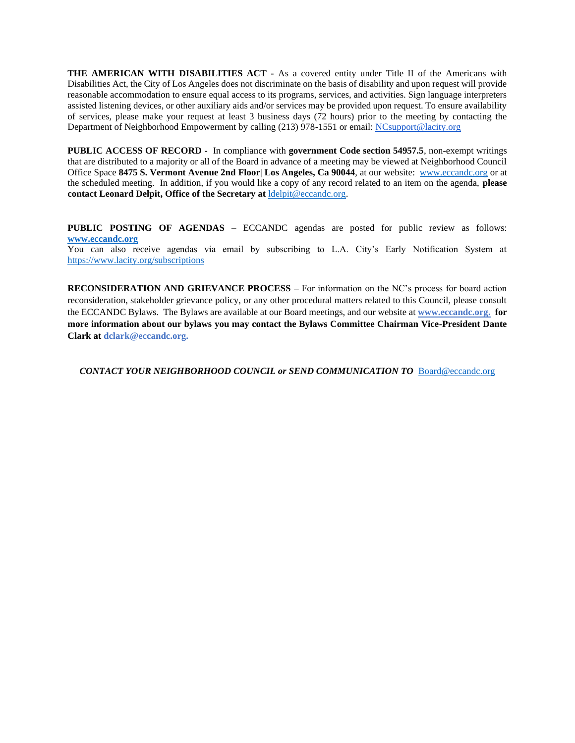**THE AMERICAN WITH DISABILITIES ACT -** As a covered entity under Title II of the Americans with Disabilities Act, the City of Los Angeles does not discriminate on the basis of disability and upon request will provide reasonable accommodation to ensure equal access to its programs, services, and activities. Sign language interpreters assisted listening devices, or other auxiliary aids and/or services may be provided upon request. To ensure availability of services, please make your request at least 3 business days (72 hours) prior to the meeting by contacting the Department of Neighborhood Empowerment by calling (213) 978-1551 or email: NCsupport@lacity.org

**PUBLIC ACCESS OF RECORD -** In compliance with **government Code section 54957.5**, non-exempt writings that are distributed to a majority or all of the Board in advance of a meeting may be viewed at Neighborhood Council Office Space **8475 S. Vermont Avenue 2nd Floor| Los Angeles, Ca 90044**, at our website: www.eccandc.org or at the scheduled meeting. In addition, if you would like a copy of any record related to an item on the agenda, **please contact Leonard Delpit, Office of the Secretary at** ldelpit@eccandc.org.

**PUBLIC POSTING OF AGENDAS** – ECCANDC agendas are posted for public review as follows: **www.eccandc.org**

You can also receive agendas via email by subscribing to L.A. City's Early Notification System at https://www.lacity.org/subscriptions

**RECONSIDERATION AND GRIEVANCE PROCESS –** For information on the NC's process for board action reconsideration, stakeholder grievance policy, or any other procedural matters related to this Council, please consult the ECCANDC Bylaws. The Bylaws are available at our Board meetings, and our website at **www.eccandc.org. for more information about our bylaws you may contact the Bylaws Committee Chairman Vice-President Dante Clark at dclark@eccandc.org.**

***CONTACT YOUR NEIGHBORHOOD COUNCIL or SEND COMMUNICATION TO*** Board@eccandc.org